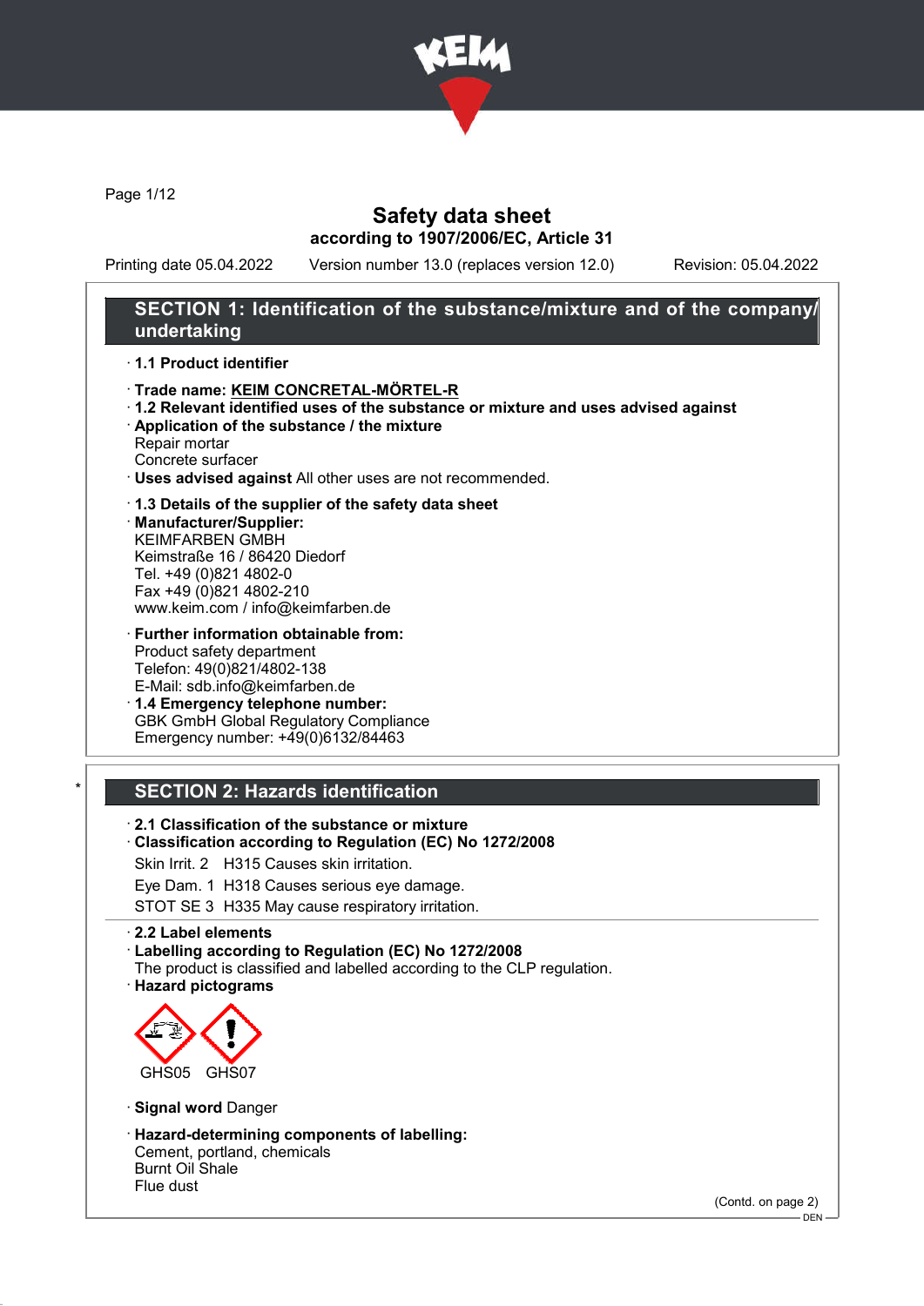# Safety data sheet

**according to 1907/2006/EC, Article 31**

Printing date 05.04.2022 Version number 13.0 (replaces version 12.0) Revision: 05.04.2022

## SECTION 1: Identification of the substance/mixture and of the company/undertaking

· **1.1 Product identifier**

· **Trade name: KEIM CONCRETAL-MÖRTEL-R**

· **1.2 Relevant identified uses of the substance or mixture and uses advised against**

· **Application of the substance / the mixture**
Repair mortar
Concrete surfacer

· **Uses advised against** All other uses are not recommended.

· **1.3 Details of the supplier of the safety data sheet**

· **Manufacturer/Supplier:**
KEIMFARBEN GMBH
Keimstraße 16 / 86420 Diedorf
Tel. +49 (0)821 4802-0
Fax +49 (0)821 4802-210
www.keim.com / info@keimfarben.de

· **Further information obtainable from:**
Product safety department
Telefon: 49(0)821/4802-138
E-Mail: sdb.info@keimfarben.de

· **1.4 Emergency telephone number:**
GBK GmbH Global Regulatory Compliance
Emergency number: +49(0)6132/84463

*

## SECTION 2: Hazards identification

· **2.1 Classification of the substance or mixture**

· **Classification according to Regulation (EC) No 1272/2008**

Skin Irrit. 2 H315 Causes skin irritation.

Eye Dam. 1 H318 Causes serious eye damage.

STOT SE 3 H335 May cause respiratory irritation.

· **2.2 Label elements**

· **Labelling according to Regulation (EC) No 1272/2008**
The product is classified and labelled according to the CLP regulation.

· **Hazard pictograms**

GHS05 GHS07

· **Signal word** Danger

· **Hazard-determining components of labelling:**
Cement, portland, chemicals
Burnt Oil Shale
Flue dust

(Contd. on page 2)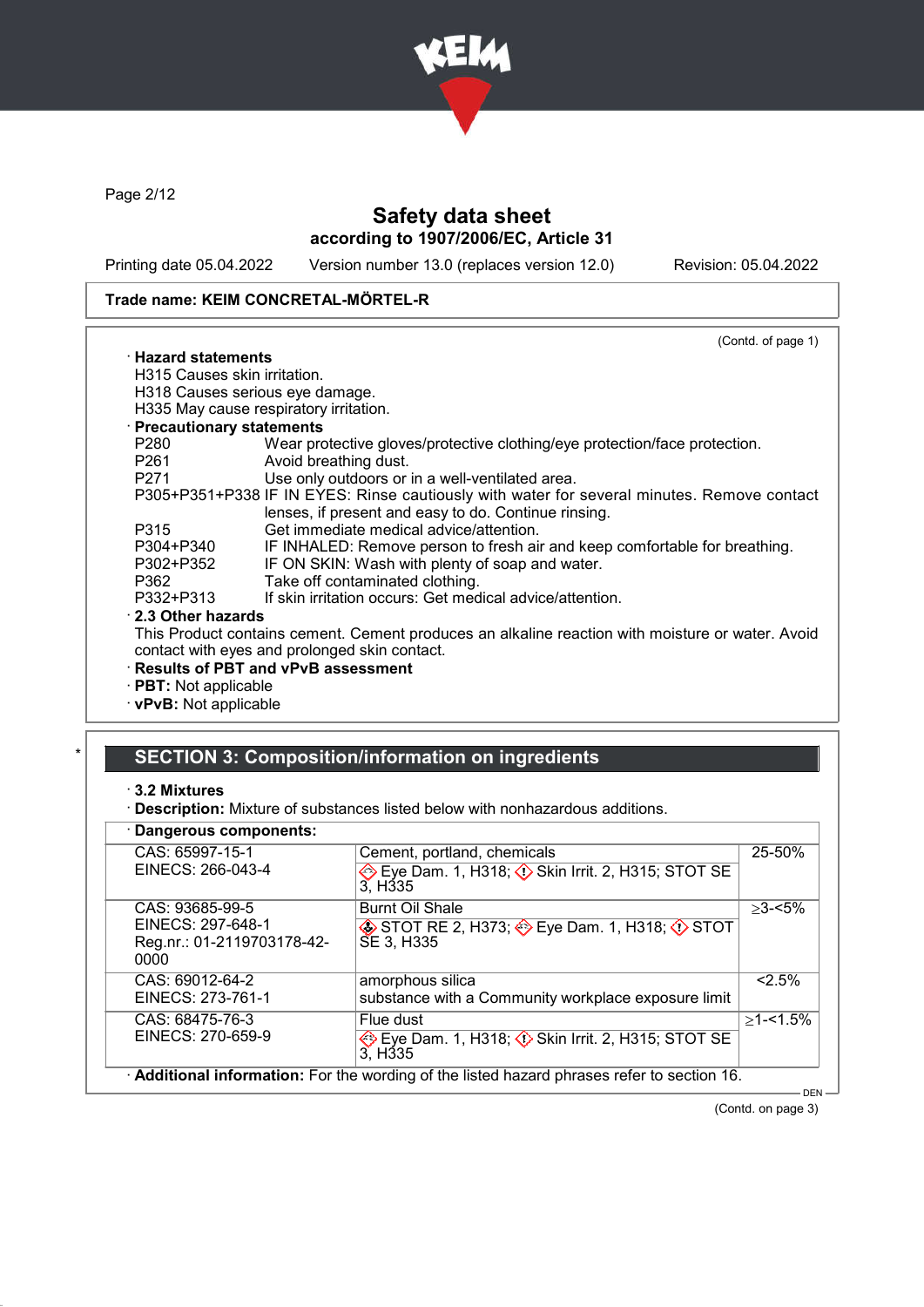Trade name: KEIM CONCRETAL-MÖRTEL-R

(Contd. of page 1)

· **Hazard statements**
H315 Causes skin irritation.
H318 Causes serious eye damage.
H335 May cause respiratory irritation.

· **Precautionary statements**

| | |
|---|---|
| P280 | Wear protective gloves/protective clothing/eye protection/face protection. |
| P261 | Avoid breathing dust. |
| P271 | Use only outdoors or in a well-ventilated area. |
| P305+P351+P338 | IF IN EYES: Rinse cautiously with water for several minutes. Remove contact lenses, if present and easy to do. Continue rinsing. |
| P315 | Get immediate medical advice/attention. |
| P304+P340 | IF INHALED: Remove person to fresh air and keep comfortable for breathing. |
| P302+P352 | IF ON SKIN: Wash with plenty of soap and water. |
| P362 | Take off contaminated clothing. |
| P332+P313 | If skin irritation occurs: Get medical advice/attention. |

· **2.3 Other hazards**
This Product contains cement. Cement produces an alkaline reaction with moisture or water. Avoid contact with eyes and prolonged skin contact.

· **Results of PBT and vPvB assessment**
· **PBT:** Not applicable
· **vPvB:** Not applicable

## * SECTION 3: Composition/information on ingredients

· **3.2 Mixtures**
· **Description:** Mixture of substances listed below with nonhazardous additions.

· **Dangerous components:**

| | | |
|---|---|---|
| CAS: 65997-15-1<br>EINECS: 266-043-4 | Cement, portland, chemicals<br>Eye Dam. 1, H318; Skin Irrit. 2, H315; STOT SE 3, H335 | 25-50% |
| CAS: 93685-99-5<br>EINECS: 297-648-1<br>Reg.nr.: 01-2119703178-42-0000 | Burnt Oil Shale<br>STOT RE 2, H373; Eye Dam. 1, H318; STOT SE 3, H335 | ≥3-<5% |
| CAS: 69012-64-2<br>EINECS: 273-761-1 | amorphous silica<br>substance with a Community workplace exposure limit | <2.5% |
| CAS: 68475-76-3<br>EINECS: 270-659-9 | Flue dust<br>Eye Dam. 1, H318; Skin Irrit. 2, H315; STOT SE 3, H335 | ≥1-<1.5% |

· **Additional information:** For the wording of the listed hazard phrases refer to section 16.

(Contd. on page 3)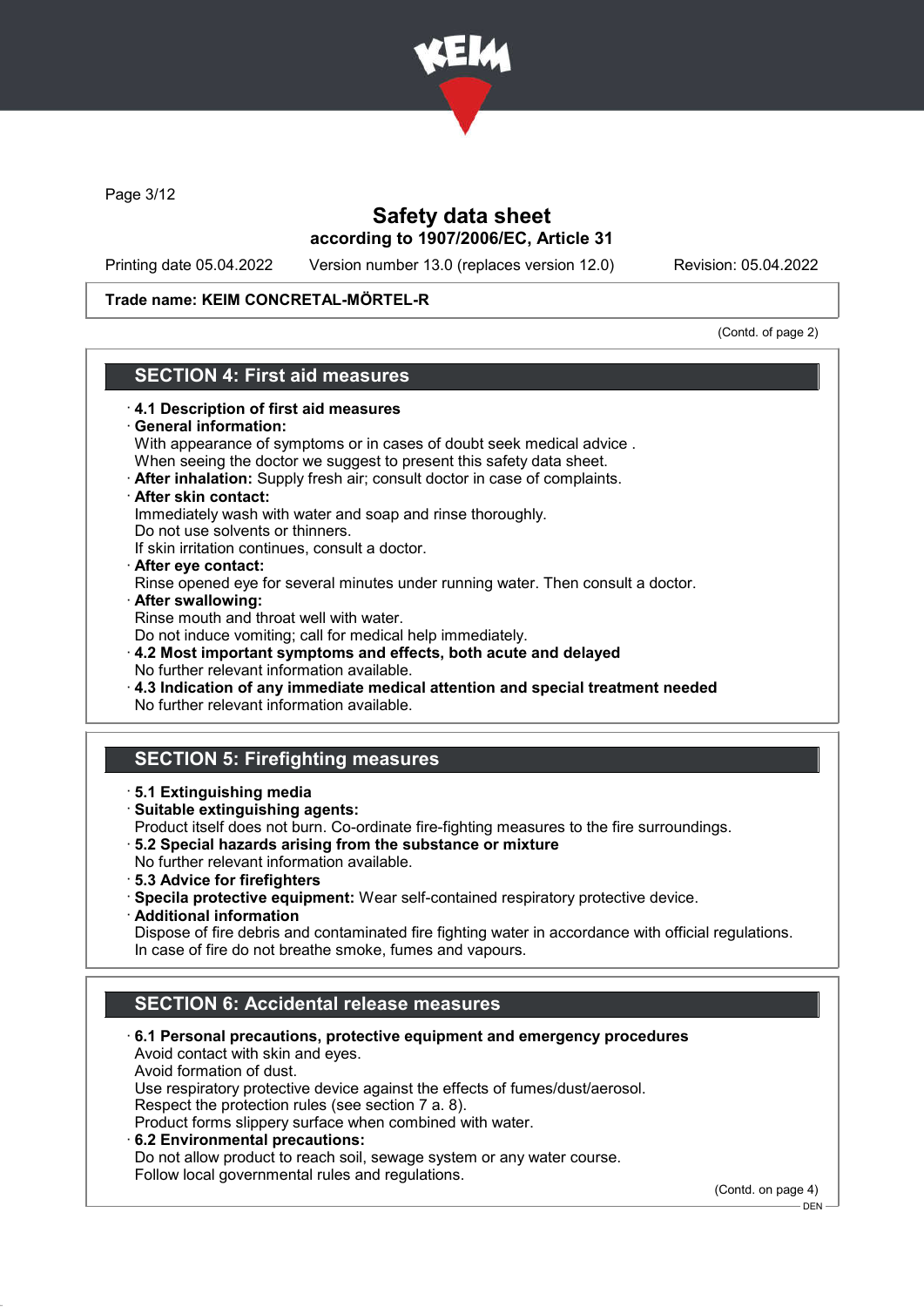Trade name: KEIM CONCRETAL-MÖRTEL-R

(Contd. of page 2)

## SECTION 4: First aid measures

· **4.1 Description of first aid measures**
· **General information:**
With appearance of symptoms or in cases of doubt seek medical advice .
When seeing the doctor we suggest to present this safety data sheet.
· **After inhalation:** Supply fresh air; consult doctor in case of complaints.
· **After skin contact:**
Immediately wash with water and soap and rinse thoroughly.
Do not use solvents or thinners.
If skin irritation continues, consult a doctor.
· **After eye contact:**
Rinse opened eye for several minutes under running water. Then consult a doctor.
· **After swallowing:**
Rinse mouth and throat well with water.
Do not induce vomiting; call for medical help immediately.
· **4.2 Most important symptoms and effects, both acute and delayed**
No further relevant information available.
· **4.3 Indication of any immediate medical attention and special treatment needed**
No further relevant information available.

## SECTION 5: Firefighting measures

· **5.1 Extinguishing media**
· **Suitable extinguishing agents:**
Product itself does not burn. Co-ordinate fire-fighting measures to the fire surroundings.
· **5.2 Special hazards arising from the substance or mixture**
No further relevant information available.
· **5.3 Advice for firefighters**
· **Specila protective equipment:** Wear self-contained respiratory protective device.
· **Additional information**
Dispose of fire debris and contaminated fire fighting water in accordance with official regulations.
In case of fire do not breathe smoke, fumes and vapours.

## SECTION 6: Accidental release measures

· **6.1 Personal precautions, protective equipment and emergency procedures**
Avoid contact with skin and eyes.
Avoid formation of dust.
Use respiratory protective device against the effects of fumes/dust/aerosol.
Respect the protection rules (see section 7 a. 8).
Product forms slippery surface when combined with water.
· **6.2 Environmental precautions:**
Do not allow product to reach soil, sewage system or any water course.
Follow local governmental rules and regulations.

(Contd. on page 4)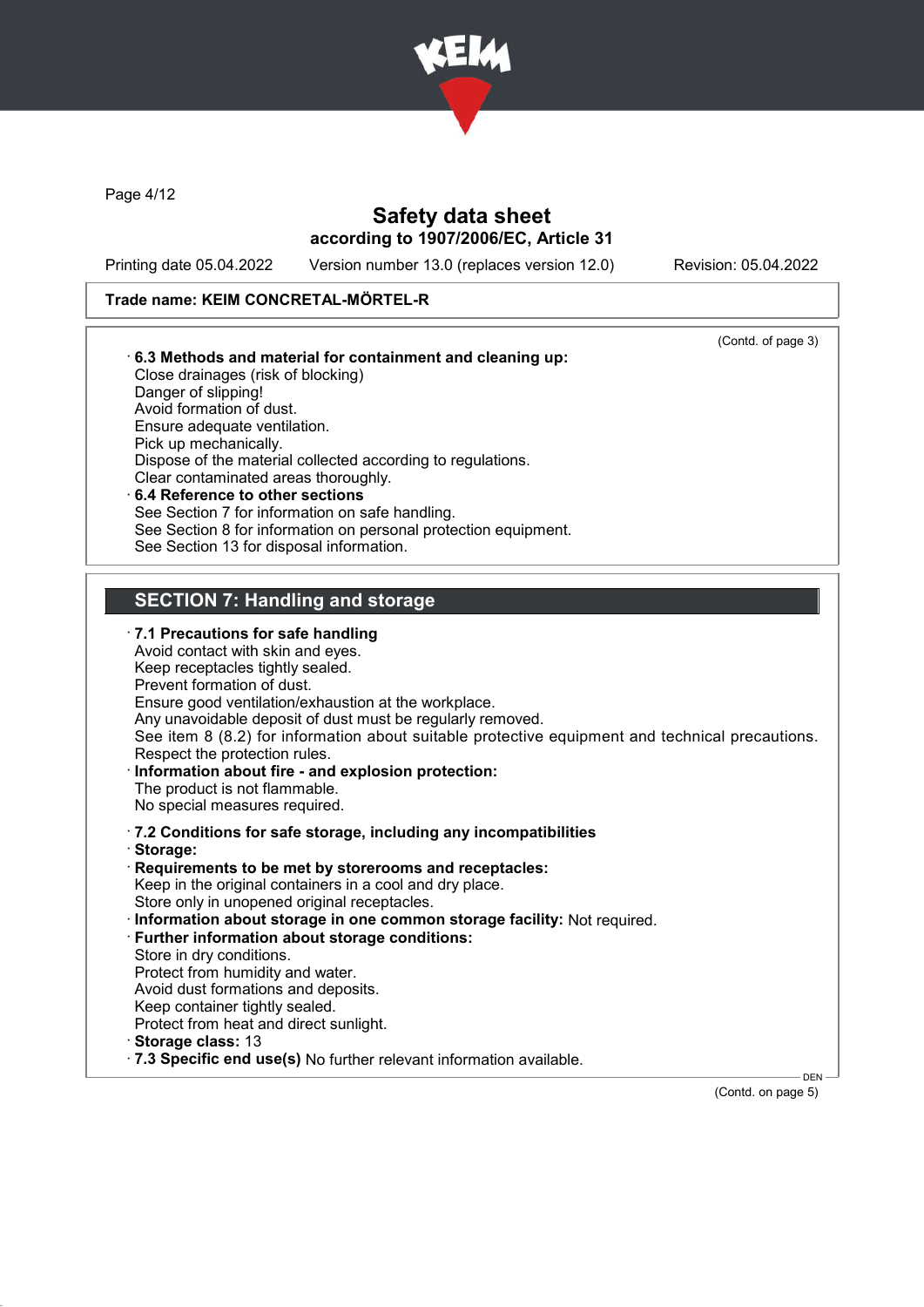Trade name: KEIM CONCRETAL-MÖRTEL-R

(Contd. of page 3)

· **6.3 Methods and material for containment and cleaning up:**
Close drainages (risk of blocking)
Danger of slipping!
Avoid formation of dust.
Ensure adequate ventilation.
Pick up mechanically.
Dispose of the material collected according to regulations.
Clear contaminated areas thoroughly.

· **6.4 Reference to other sections**
See Section 7 for information on safe handling.
See Section 8 for information on personal protection equipment.
See Section 13 for disposal information.

## SECTION 7: Handling and storage

· **7.1 Precautions for safe handling**
Avoid contact with skin and eyes.
Keep receptacles tightly sealed.
Prevent formation of dust.
Ensure good ventilation/exhaustion at the workplace.
Any unavoidable deposit of dust must be regularly removed.
See item 8 (8.2) for information about suitable protective equipment and technical precautions.
Respect the protection rules.

· **Information about fire - and explosion protection:**
The product is not flammable.
No special measures required.

· **7.2 Conditions for safe storage, including any incompatibilities**

· **Storage:**

· **Requirements to be met by storerooms and receptacles:**
Keep in the original containers in a cool and dry place.
Store only in unopened original receptacles.

· **Information about storage in one common storage facility:** Not required.

· **Further information about storage conditions:**
Store in dry conditions.
Protect from humidity and water.
Avoid dust formations and deposits.
Keep container tightly sealed.
Protect from heat and direct sunlight.

· **Storage class:** 13

· **7.3 Specific end use(s)** No further relevant information available.

(Contd. on page 5)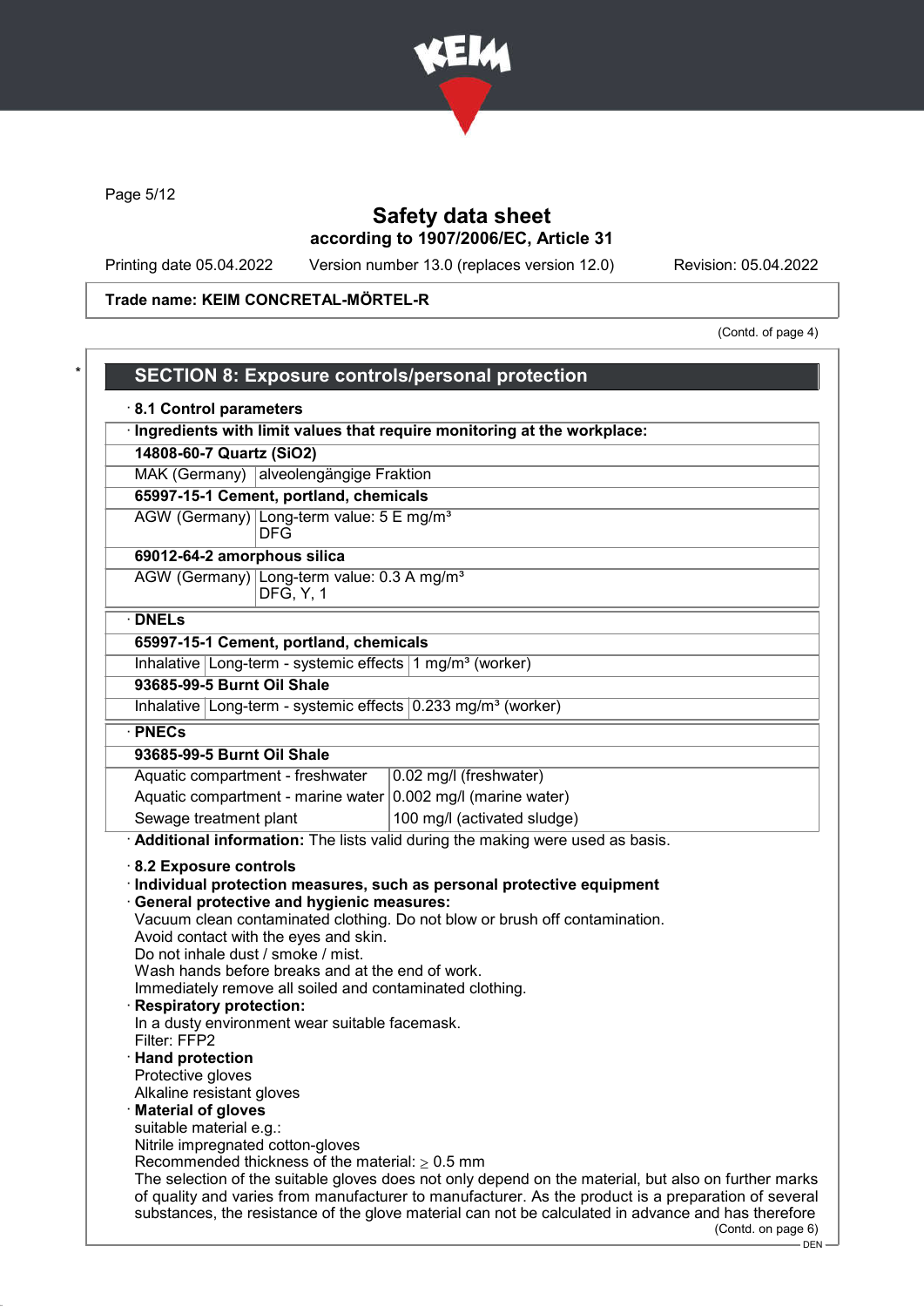Trade name: KEIM CONCRETAL-MÖRTEL-R

(Contd. of page 4)

## SECTION 8: Exposure controls/personal protection

· **8.1 Control parameters**

| · **Ingredients with limit values that require monitoring at the workplace:** | |
|---|---|
| **14808-60-7 Quartz ($SiO_2$)** | |
| MAK (Germany) | alveolengängige Fraktion |
| **65997-15-1 Cement, portland, chemicals** | |
| AGW (Germany) | Long-term value: 5 E mg/m³<br>DFG |
| **69012-64-2 amorphous silica** | |
| AGW (Germany) | Long-term value: 0.3 A mg/m³<br>DFG, Y, 1 |

| · **DNELs** | | |
|---|---|---|
| **65997-15-1 Cement, portland, chemicals** | | |
| Inhalative | Long-term - systemic effects | 1 mg/m³ (worker) |
| **93685-99-5 Burnt Oil Shale** | | |
| Inhalative | Long-term - systemic effects | 0.233 mg/m³ (worker) |

| · **PNECs** | |
|---|---|
| **93685-99-5 Burnt Oil Shale** | |
| Aquatic compartment - freshwater | 0.02 mg/l (freshwater) |
| Aquatic compartment - marine water | 0.002 mg/l (marine water) |
| Sewage treatment plant | 100 mg/l (activated sludge) |

· **Additional information:** The lists valid during the making were used as basis.

· **8.2 Exposure controls**

· **Individual protection measures, such as personal protective equipment**

· **General protective and hygienic measures:**
Vacuum clean contaminated clothing. Do not blow or brush off contamination.
Avoid contact with the eyes and skin.
Do not inhale dust / smoke / mist.
Wash hands before breaks and at the end of work.
Immediately remove all soiled and contaminated clothing.

· **Respiratory protection:**
In a dusty environment wear suitable facemask.
Filter: FFP2

· **Hand protection**
Protective gloves
Alkaline resistant gloves

· **Material of gloves**
suitable material e.g.:
Nitrile impregnated cotton-gloves
Recommended thickness of the material: $\geq$ 0.5 mm
The selection of the suitable gloves does not only depend on the material, but also on further marks of quality and varies from manufacturer to manufacturer. As the product is a preparation of several substances, the resistance of the glove material can not be calculated in advance and has therefore

(Contd. on page 6)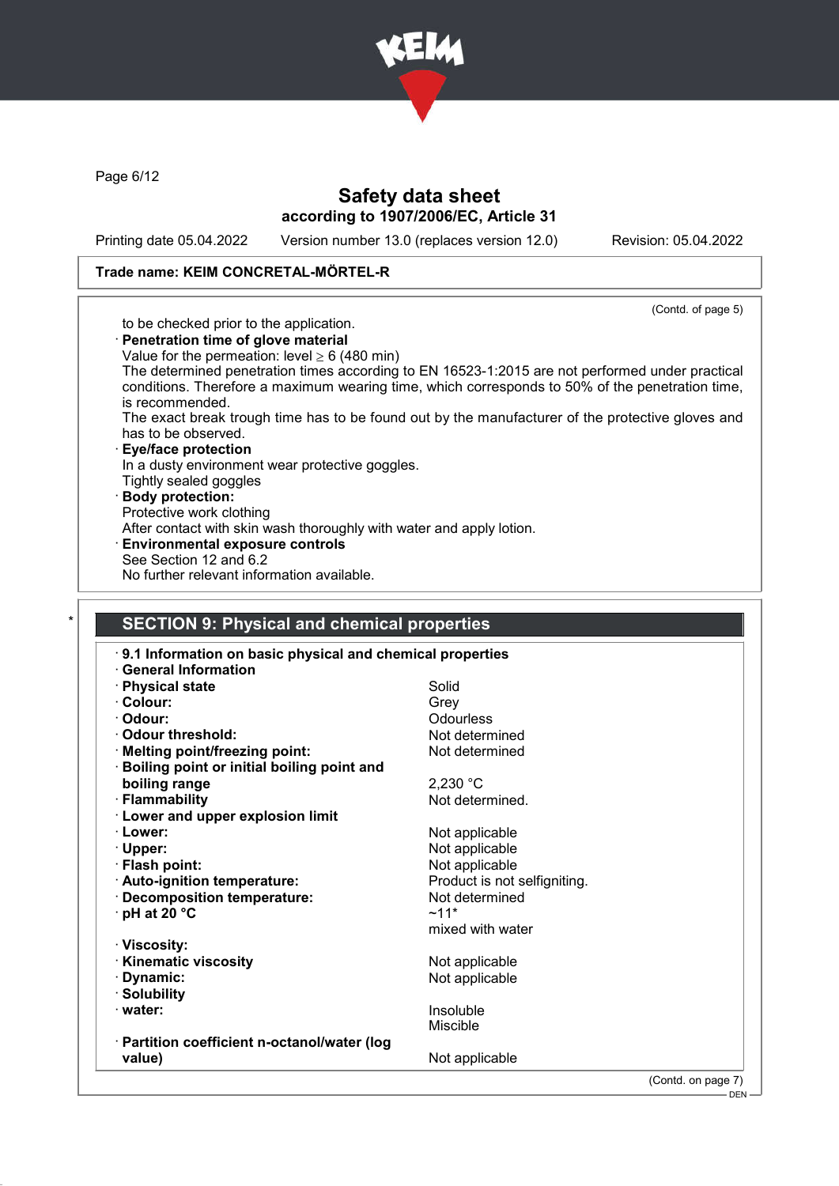(Contd. of page 5)

to be checked prior to the application.

· **Penetration time of glove material**
Value for the permeation: level ≥ 6 (480 min)
The determined penetration times according to EN 16523-1:2015 are not performed under practical conditions. Therefore a maximum wearing time, which corresponds to 50% of the penetration time, is recommended.
The exact break trough time has to be found out by the manufacturer of the protective gloves and has to be observed.

· **Eye/face protection**
In a dusty environment wear protective goggles.
Tightly sealed goggles

· **Body protection:**
Protective work clothing
After contact with skin wash thoroughly with water and apply lotion.

· **Environmental exposure controls**
See Section 12 and 6.2
No further relevant information available.

## SECTION 9: Physical and chemical properties

· **9.1 Information on basic physical and chemical properties**
· **General Information**

| | |
|---|---|
| · **Physical state** | Solid |
| · **Colour:** | Grey |
| · **Odour:** | Odourless |
| · **Odour threshold:** | Not determined |
| · **Melting point/freezing point:** | Not determined |
| · **Boiling point or initial boiling point and boiling range** | 2,230 °C |
| · **Flammability** | Not determined. |
| · **Lower and upper explosion limit** | |
| · **Lower:** | Not applicable |
| · **Upper:** | Not applicable |
| · **Flash point:** | Not applicable |
| · **Auto-ignition temperature:** | Product is not selfigniting. |
| · **Decomposition temperature:** | Not determined |
| · **pH at 20 °C** | ~11* mixed with water |
| · **Viscosity:** | |
| · **Kinematic viscosity** | Not applicable |
| · **Dynamic:** | Not applicable |
| · **Solubility** | |
| · **water:** | Insoluble Miscible |
| · **Partition coefficient n-octanol/water (log value)** | Not applicable |

(Contd. on page 7)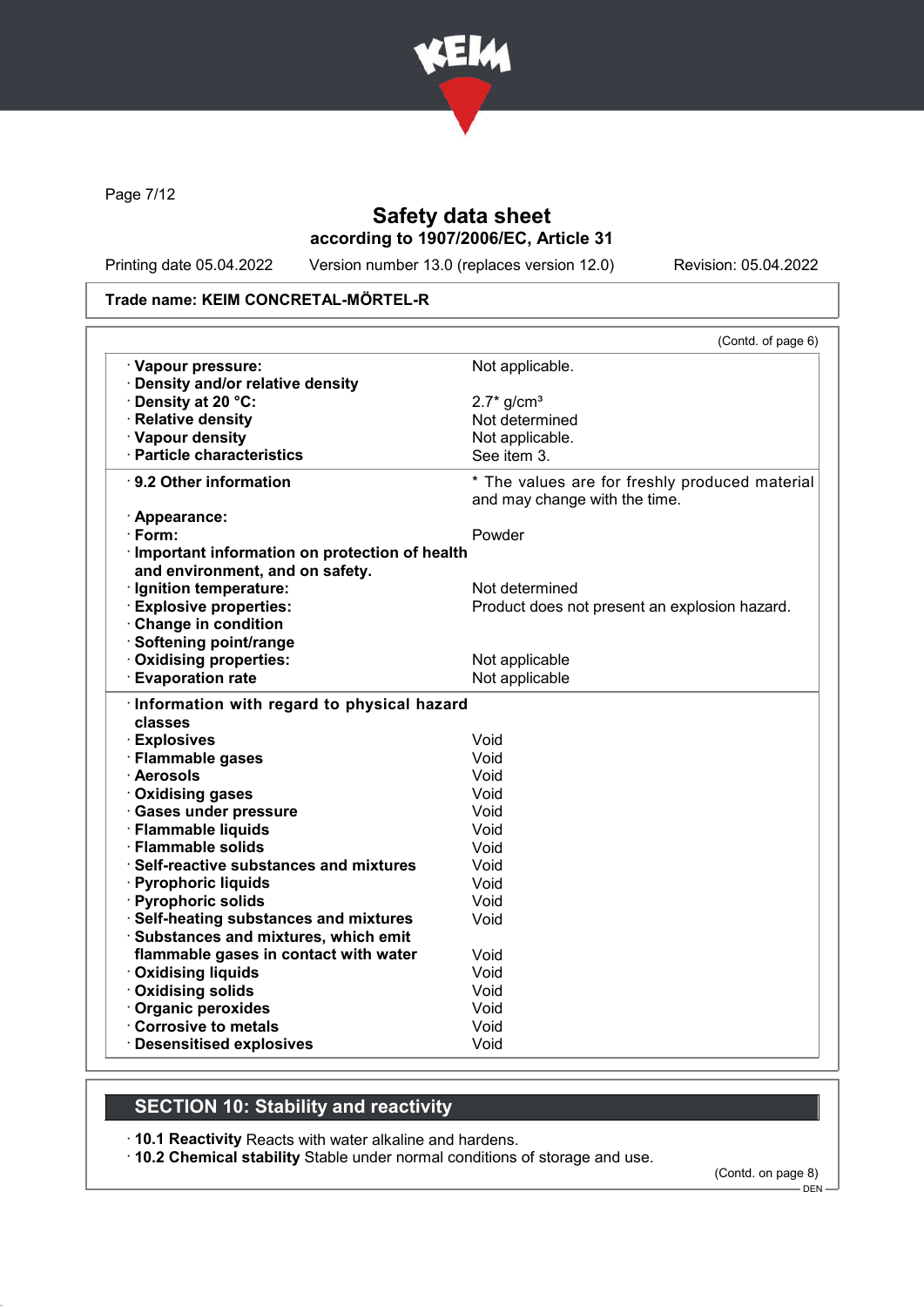# Safety data sheet
according to 1907/2006/EC, Article 31

Printing date 05.04.2022 | Version number 13.0 (replaces version 12.0) | Revision: 05.04.2022

**Trade name: KEIM CONCRETAL-MÖRTEL-R**

(Contd. of page 6)

| | |
|---|---|
| · **Vapour pressure:** | Not applicable. |
| · **Density and/or relative density** | |
| · **Density at 20 °C:** | 2.7* g/cm³ |
| · **Relative density** | Not determined |
| · **Vapour density** | Not applicable. |
| · **Particle characteristics** | See item 3. |

| | |
|---|---|
| · **9.2 Other information** | * The values are for freshly produced material and may change with the time. |
| · **Appearance:** | |
| · **Form:** | Powder |
| · **Important information on protection of health and environment, and on safety.** | |
| · **Ignition temperature:** | Not determined |
| · **Explosive properties:** | Product does not present an explosion hazard. |
| · **Change in condition** | |
| · **Softening point/range** | |
| · **Oxidising properties:** | Not applicable |
| · **Evaporation rate** | Not applicable |

| | |
|---|---|
| · **Information with regard to physical hazard classes** | |
| · **Explosives** | Void |
| · **Flammable gases** | Void |
| · **Aerosols** | Void |
| · **Oxidising gases** | Void |
| · **Gases under pressure** | Void |
| · **Flammable liquids** | Void |
| · **Flammable solids** | Void |
| · **Self-reactive substances and mixtures** | Void |
| · **Pyrophoric liquids** | Void |
| · **Pyrophoric solids** | Void |
| · **Self-heating substances and mixtures** | Void |
| · **Substances and mixtures, which emit flammable gases in contact with water** | Void |
| · **Oxidising liquids** | Void |
| · **Oxidising solids** | Void |
| · **Organic peroxides** | Void |
| · **Corrosive to metals** | Void |
| · **Desensitised explosives** | Void |

## SECTION 10: Stability and reactivity

· **10.1 Reactivity** Reacts with water alkaline and hardens.
· **10.2 Chemical stability** Stable under normal conditions of storage and use.

(Contd. on page 8)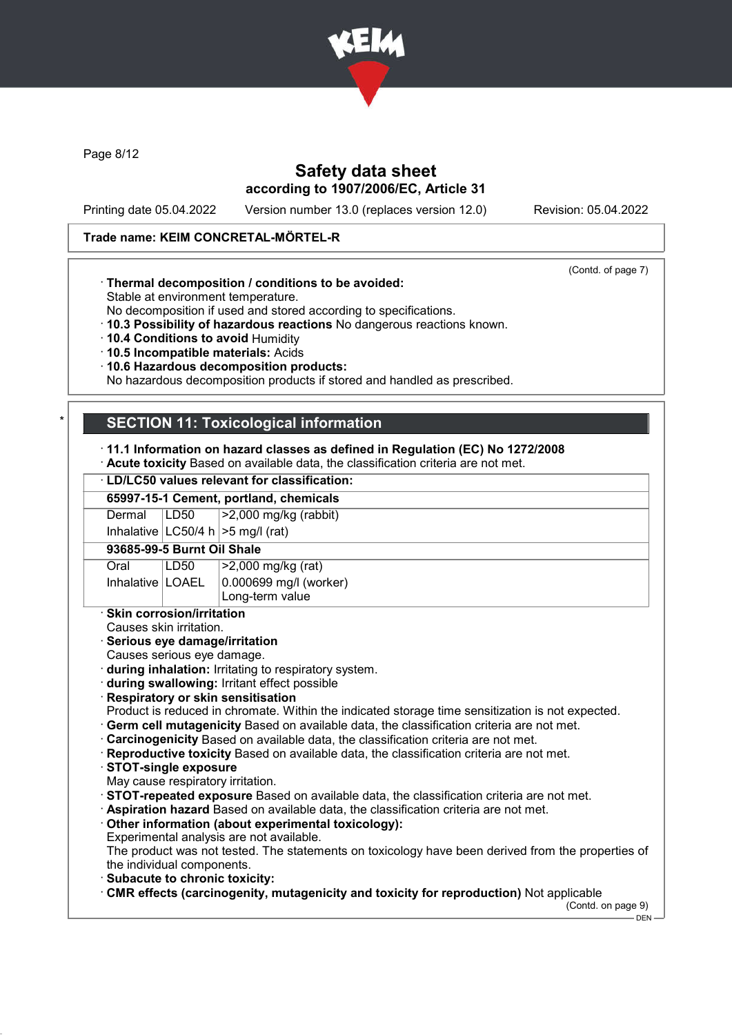Trade name: KEIM CONCRETAL-MÖRTEL-R

(Contd. of page 7)

· **Thermal decomposition / conditions to be avoided:**
Stable at environment temperature.
No decomposition if used and stored according to specifications.
· **10.3 Possibility of hazardous reactions** No dangerous reactions known.
· **10.4 Conditions to avoid** Humidity
· **10.5 Incompatible materials:** Acids
· **10.6 Hazardous decomposition products:**
No hazardous decomposition products if stored and handled as prescribed.

## SECTION 11: Toxicological information

· **11.1 Information on hazard classes as defined in Regulation (EC) No 1272/2008**
· **Acute toxicity** Based on available data, the classification criteria are not met.

| · LD/LC50 values relevant for classification: | | |
|---|---|---|
| **65997-15-1 Cement, portland, chemicals** | | |
| Dermal | LD50 | >2,000 mg/kg (rabbit) |
| Inhalative | LC50/4 h | >5 mg/l (rat) |
| **93685-99-5 Burnt Oil Shale** | | |
| Oral | LD50 | >2,000 mg/kg (rat) |
| Inhalative | LOAEL | 0.000699 mg/l (worker) Long-term value |

· **Skin corrosion/irritation**
Causes skin irritation.
· **Serious eye damage/irritation**
Causes serious eye damage.
· **during inhalation:** Irritating to respiratory system.
· **during swallowing:** Irritant effect possible
· **Respiratory or skin sensitisation**
Product is reduced in chromate. Within the indicated storage time sensitization is not expected.
· **Germ cell mutagenicity** Based on available data, the classification criteria are not met.
· **Carcinogenicity** Based on available data, the classification criteria are not met.
· **Reproductive toxicity** Based on available data, the classification criteria are not met.
· **STOT-single exposure**
May cause respiratory irritation.
· **STOT-repeated exposure** Based on available data, the classification criteria are not met.
· **Aspiration hazard** Based on available data, the classification criteria are not met.
· **Other information (about experimental toxicology):**
Experimental analysis are not available.
The product was not tested. The statements on toxicology have been derived from the properties of the individual components.
· **Subacute to chronic toxicity:**
· **CMR effects (carcinogenity, mutagenicity and toxicity for reproduction)** Not applicable

(Contd. on page 9)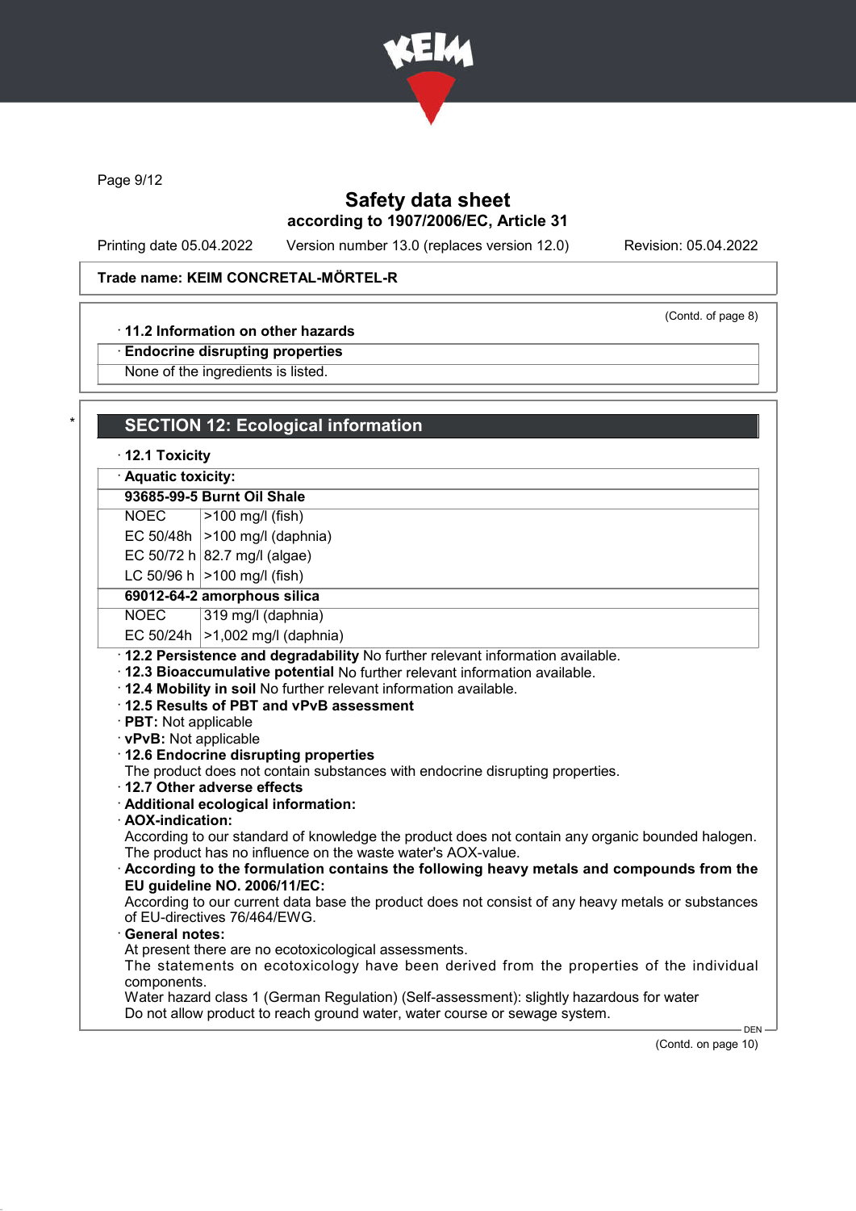Trade name: KEIM CONCRETAL-MÖRTEL-R

(Contd. of page 8)

· **11.2 Information on other hazards**

· **Endocrine disrupting properties**

None of the ingredients is listed.

## SECTION 12: Ecological information

· **12.1 Toxicity**

· **Aquatic toxicity:**

| **93685-99-5 Burnt Oil Shale** | |
|---|---|
| NOEC | >100 mg/l (fish) |
| EC 50/48h | >100 mg/l (daphnia) |
| EC 50/72 h | 82.7 mg/l (algae) |
| LC 50/96 h | >100 mg/l (fish) |
| **69012-64-2 amorphous silica** | |
| NOEC | 319 mg/l (daphnia) |
| EC 50/24h | >1,002 mg/l (daphnia) |

· **12.2 Persistence and degradability** No further relevant information available.

· **12.3 Bioaccumulative potential** No further relevant information available.

· **12.4 Mobility in soil** No further relevant information available.

· **12.5 Results of PBT and vPvB assessment**

· **PBT:** Not applicable

· **vPvB:** Not applicable

· **12.6 Endocrine disrupting properties**

The product does not contain substances with endocrine disrupting properties.

· **12.7 Other adverse effects**

· **Additional ecological information:**

· **AOX-indication:**

According to our standard of knowledge the product does not contain any organic bounded halogen. The product has no influence on the waste water's AOX-value.

· **According to the formulation contains the following heavy metals and compounds from the EU guideline NO. 2006/11/EC:**

According to our current data base the product does not consist of any heavy metals or substances of EU-directives 76/464/EWG.

· **General notes:**

At present there are no ecotoxicological assessments.

The statements on ecotoxicology have been derived from the properties of the individual components.

Water hazard class 1 (German Regulation) (Self-assessment): slightly hazardous for water

Do not allow product to reach ground water, water course or sewage system.

(Contd. on page 10)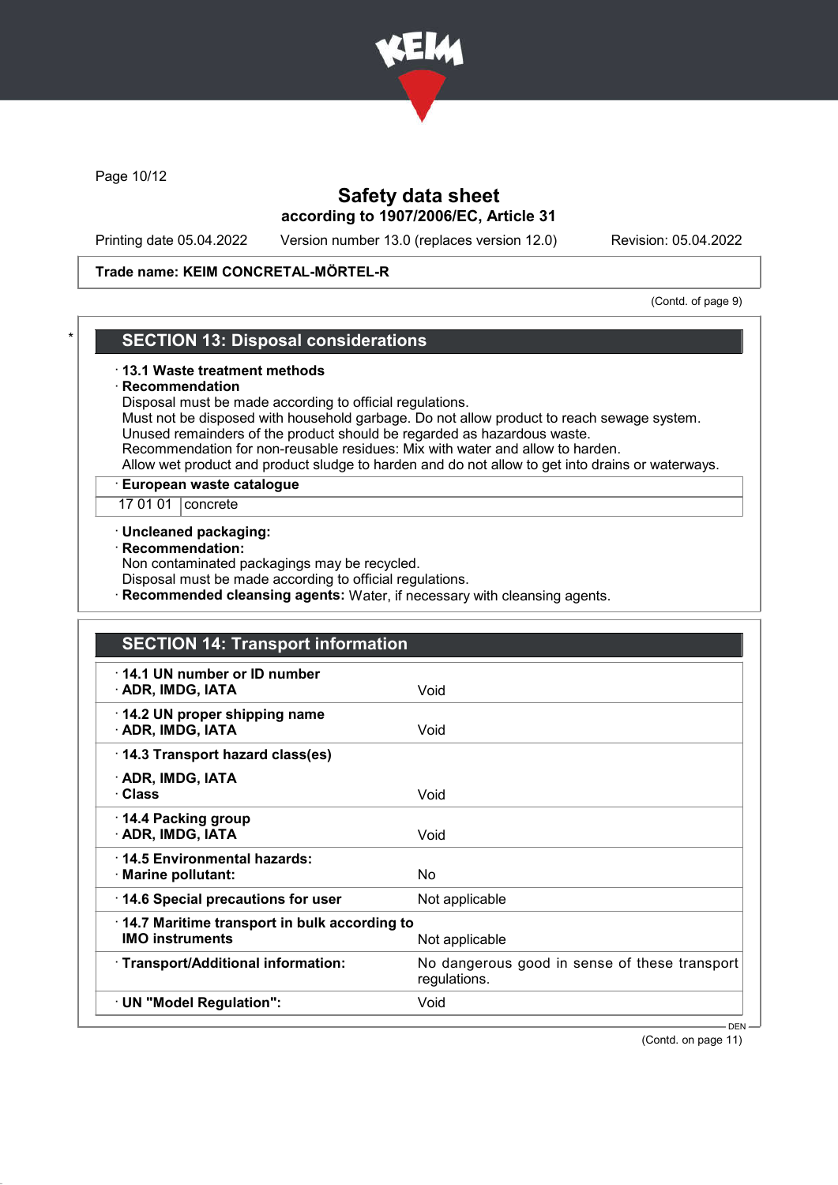Safety data sheet
according to 1907/2006/EC, Article 31

Printing date 05.04.2022 Version number 13.0 (replaces version 12.0) Revision: 05.04.2022

**Trade name: KEIM CONCRETAL-MÖRTEL-R**

(Contd. of page 9)

## SECTION 13: Disposal considerations

· **13.1 Waste treatment methods**
· **Recommendation**
Disposal must be made according to official regulations.
Must not be disposed with household garbage. Do not allow product to reach sewage system.
Unused remainders of the product should be regarded as hazardous waste.
Recommendation for non-reusable residues: Mix with water and allow to harden.
Allow wet product and product sludge to harden and do not allow to get into drains or waterways.

· **European waste catalogue**

| 17 01 01 | concrete |
|---|---|

· **Uncleaned packaging:**
· **Recommendation:**
Non contaminated packagings may be recycled.
Disposal must be made according to official regulations.
· **Recommended cleansing agents:** Water, if necessary with cleansing agents.

## SECTION 14: Transport information

| | |
|---|---|
| · **14.1 UN number or ID number**<br>· **ADR, IMDG, IATA** | Void |
| · **14.2 UN proper shipping name**<br>· **ADR, IMDG, IATA** | Void |
| · **14.3 Transport hazard class(es)**<br>· **ADR, IMDG, IATA**<br>· **Class** | Void |
| · **14.4 Packing group**<br>· **ADR, IMDG, IATA** | Void |
| · **14.5 Environmental hazards:**<br>· **Marine pollutant:** | No |
| · **14.6 Special precautions for user** | Not applicable |
| · **14.7 Maritime transport in bulk according to IMO instruments** | Not applicable |
| · **Transport/Additional information:** | No dangerous good in sense of these transport regulations. |
| · **UN "Model Regulation":** | Void |

(Contd. on page 11)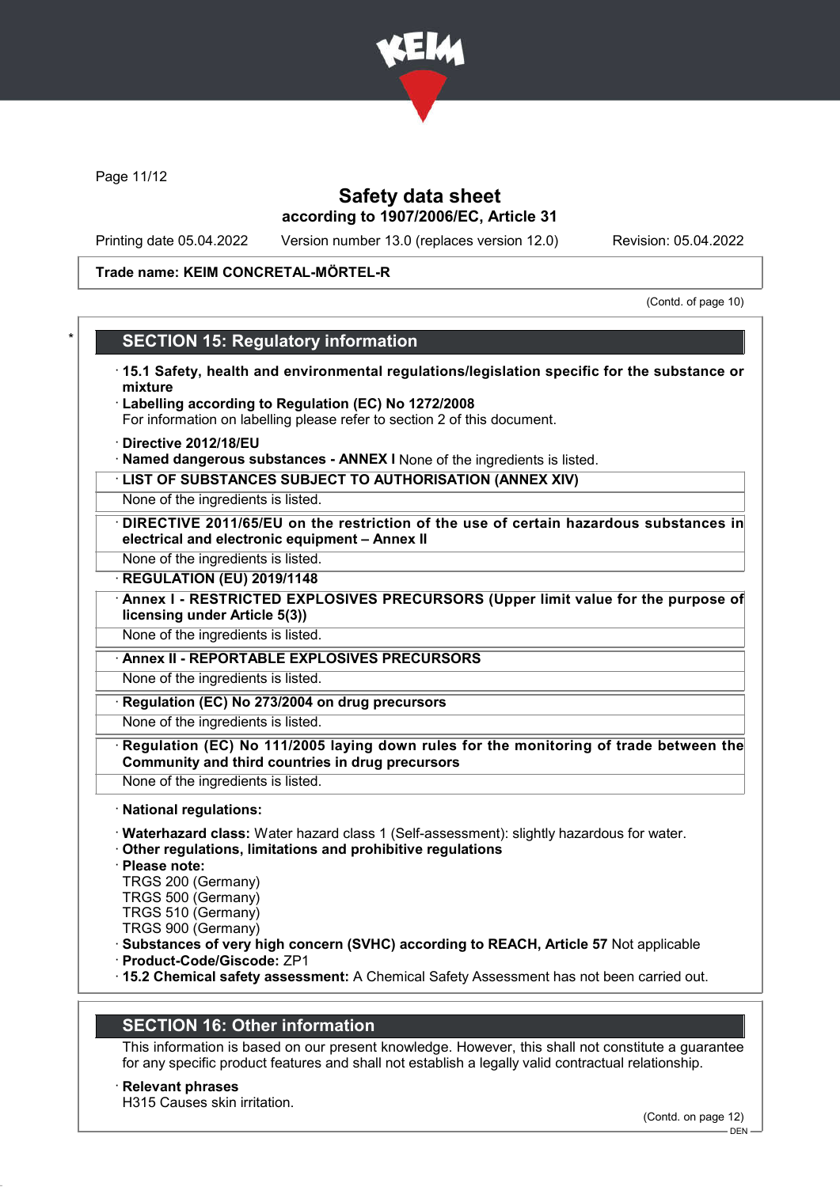Trade name: KEIM CONCRETAL-MÖRTEL-R

(Contd. of page 10)

## SECTION 15: Regulatory information

· **15.1 Safety, health and environmental regulations/legislation specific for the substance or mixture**

· **Labelling according to Regulation (EC) No 1272/2008**
For information on labelling please refer to section 2 of this document.

· **Directive 2012/18/EU**

· **Named dangerous substances - ANNEX I** None of the ingredients is listed.

· **LIST OF SUBSTANCES SUBJECT TO AUTHORISATION (ANNEX XIV)**
None of the ingredients is listed.

· **DIRECTIVE 2011/65/EU on the restriction of the use of certain hazardous substances in electrical and electronic equipment – Annex II**
None of the ingredients is listed.

· **REGULATION (EU) 2019/1148**

· **Annex I - RESTRICTED EXPLOSIVES PRECURSORS (Upper limit value for the purpose of licensing under Article 5(3))**
None of the ingredients is listed.

· **Annex II - REPORTABLE EXPLOSIVES PRECURSORS**
None of the ingredients is listed.

· **Regulation (EC) No 273/2004 on drug precursors**
None of the ingredients is listed.

· **Regulation (EC) No 111/2005 laying down rules for the monitoring of trade between the Community and third countries in drug precursors**
None of the ingredients is listed.

· **National regulations:**

· **Waterhazard class:** Water hazard class 1 (Self-assessment): slightly hazardous for water.

· **Other regulations, limitations and prohibitive regulations**

· **Please note:**
TRGS 200 (Germany)
TRGS 500 (Germany)
TRGS 510 (Germany)
TRGS 900 (Germany)

· **Substances of very high concern (SVHC) according to REACH, Article 57** Not applicable

· **Product-Code/Giscode:** ZP1

· **15.2 Chemical safety assessment:** A Chemical Safety Assessment has not been carried out.

## SECTION 16: Other information

This information is based on our present knowledge. However, this shall not constitute a guarantee for any specific product features and shall not establish a legally valid contractual relationship.

· **Relevant phrases**
H315 Causes skin irritation.

(Contd. on page 12)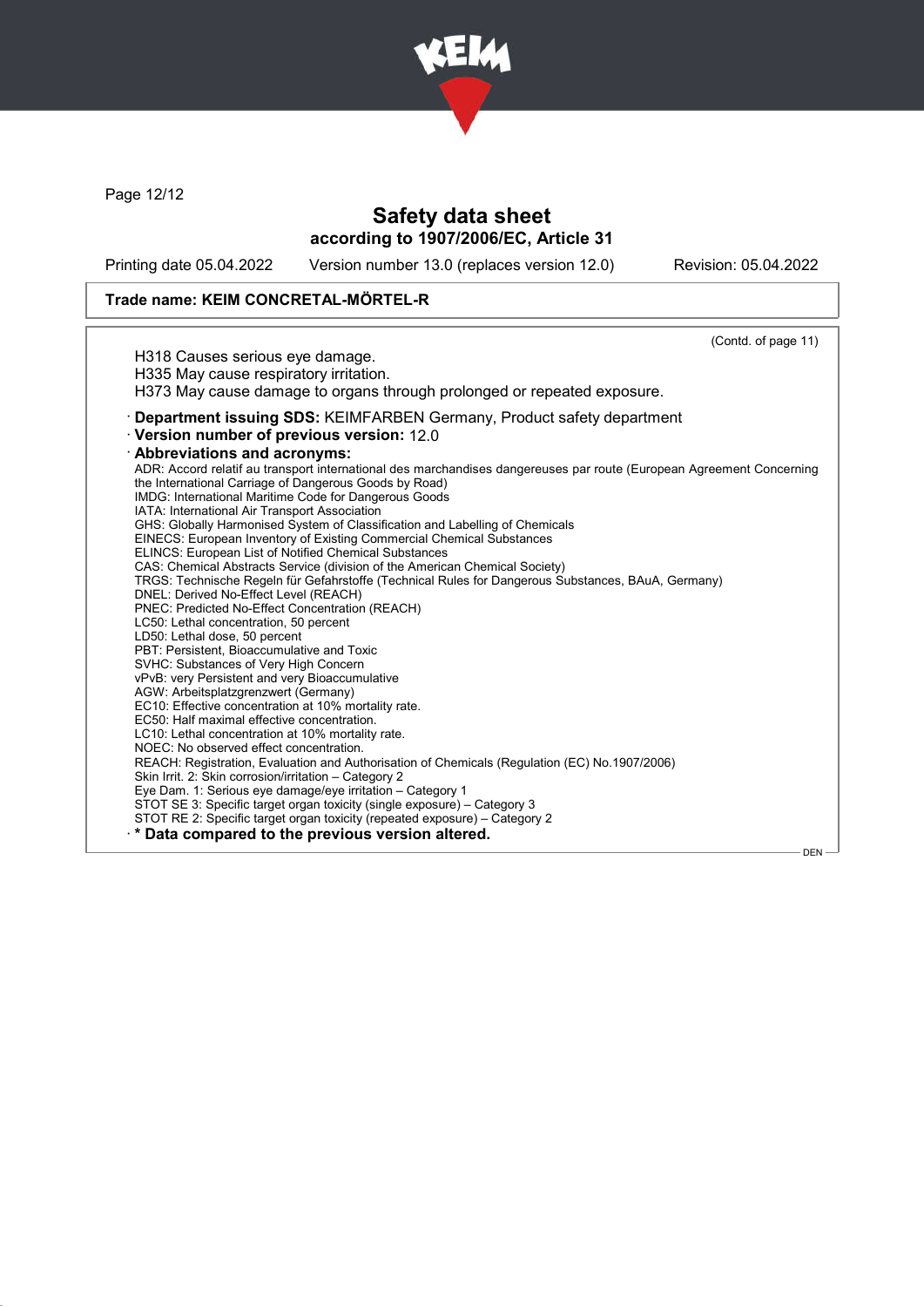## Safety data sheet
### according to 1907/2006/EC, Article 31

Printing date 05.04.2022 Version number 13.0 (replaces version 12.0) Revision: 05.04.2022

**Trade name: KEIM CONCRETAL-MÖRTEL-R**

(Contd. of page 11)

H318 Causes serious eye damage.
H335 May cause respiratory irritation.
H373 May cause damage to organs through prolonged or repeated exposure.

· **Department issuing SDS:** KEIMFARBEN Germany, Product safety department
· **Version number of previous version:** 12.0
· **Abbreviations and acronyms:**
ADR: Accord relatif au transport international des marchandises dangereuses par route (European Agreement Concerning the International Carriage of Dangerous Goods by Road)
IMDG: International Maritime Code for Dangerous Goods
IATA: International Air Transport Association
GHS: Globally Harmonised System of Classification and Labelling of Chemicals
EINECS: European Inventory of Existing Commercial Chemical Substances
ELINCS: European List of Notified Chemical Substances
CAS: Chemical Abstracts Service (division of the American Chemical Society)
TRGS: Technische Regeln für Gefahrstoffe (Technical Rules for Dangerous Substances, BAuA, Germany)
DNEL: Derived No-Effect Level (REACH)
PNEC: Predicted No-Effect Concentration (REACH)
LC50: Lethal concentration, 50 percent
LD50: Lethal dose, 50 percent
PBT: Persistent, Bioaccumulative and Toxic
SVHC: Substances of Very High Concern
vPvB: very Persistent and very Bioaccumulative
AGW: Arbeitsplatzgrenzwert (Germany)
EC10: Effective concentration at 10% mortality rate.
EC50: Half maximal effective concentration.
LC10: Lethal concentration at 10% mortality rate.
NOEC: No observed effect concentration.
REACH: Registration, Evaluation and Authorisation of Chemicals (Regulation (EC) No.1907/2006)
Skin Irrit. 2: Skin corrosion/irritation – Category 2
Eye Dam. 1: Serious eye damage/eye irritation – Category 1
STOT SE 3: Specific target organ toxicity (single exposure) – Category 3
STOT RE 2: Specific target organ toxicity (repeated exposure) – Category 2
· **\* Data compared to the previous version altered.**

DEN